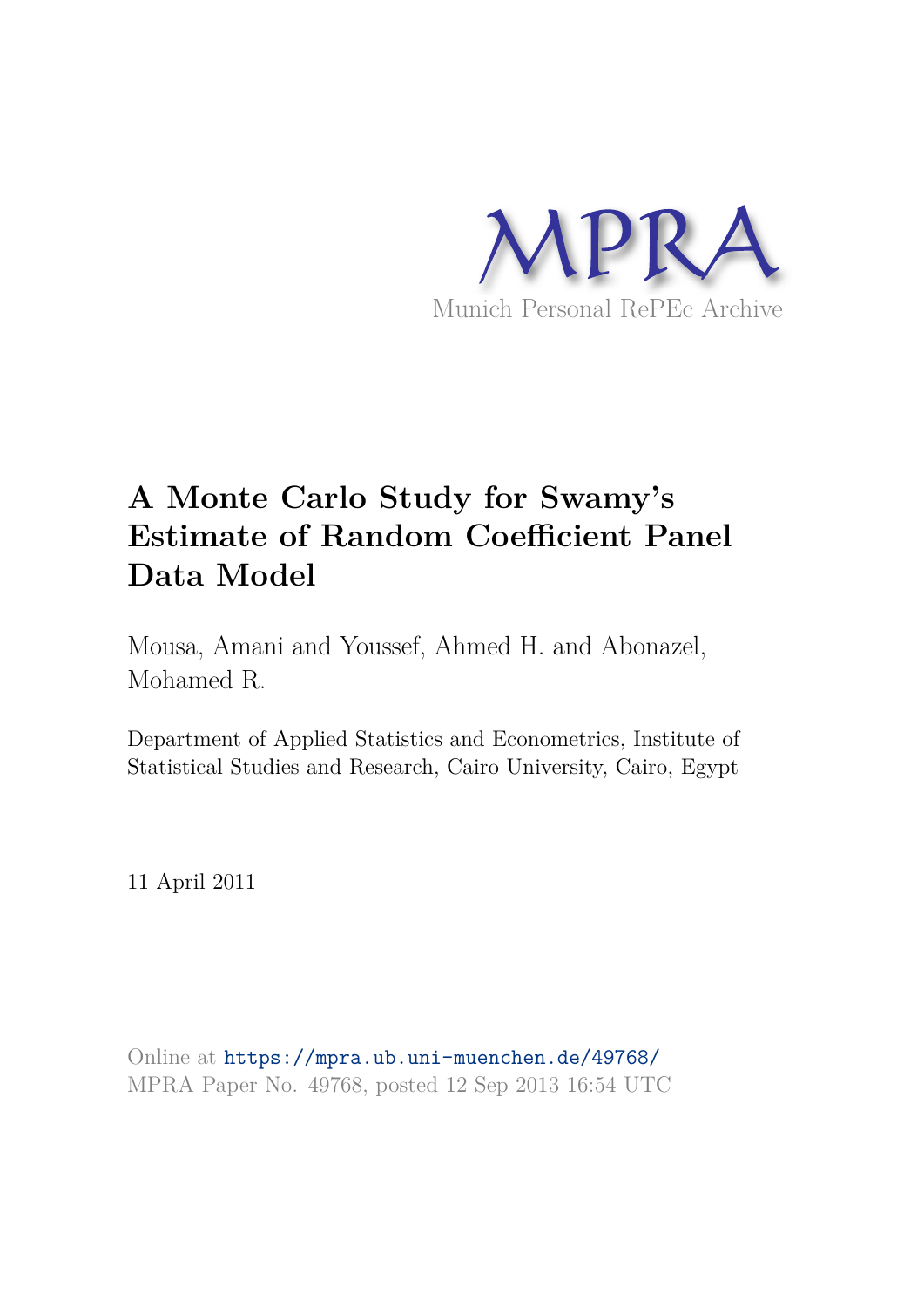MPRA

Munich Personal RePEc Archive

# A Monte Carlo Study for Swamy's Estimate of Random Coefficient Panel Data Model

Mousa, Amani and Youssef, Ahmed H. and Abonazel, Mohamed R.

Department of Applied Statistics and Econometrics, Institute of Statistical Studies and Research, Cairo University, Cairo, Egypt

11 April 2011

Online at https://mpra.ub.uni-muenchen.de/49768/
MPRA Paper No. 49768, posted 12 Sep 2013 16:54 UTC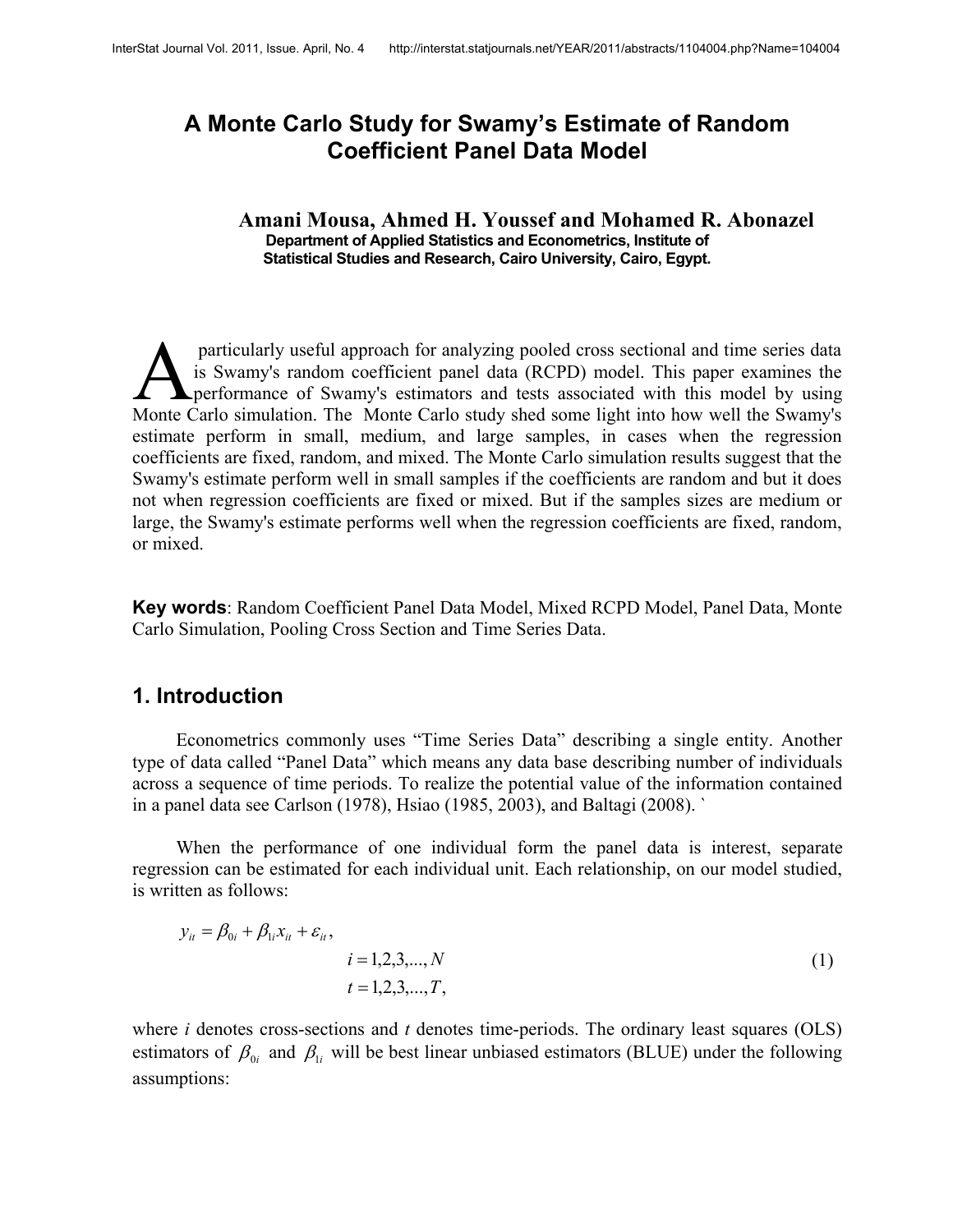# A Monte Carlo Study for Swamy's Estimate of Random Coefficient Panel Data Model

**Amani Mousa, Ahmed H. Youssef and Mohamed R. Abonazel**
**Department of Applied Statistics and Econometrics, Institute of Statistical Studies and Research, Cairo University, Cairo, Egypt.**

A particularly useful approach for analyzing pooled cross sectional and time series data is Swamy's random coefficient panel data (RCPD) model. This paper examines the performance of Swamy's estimators and tests associated with this model by using Monte Carlo simulation. The Monte Carlo study shed some light into how well the Swamy's estimate perform in small, medium, and large samples, in cases when the regression coefficients are fixed, random, and mixed. The Monte Carlo simulation results suggest that the Swamy's estimate perform well in small samples if the coefficients are random and but it does not when regression coefficients are fixed or mixed. But if the samples sizes are medium or large, the Swamy's estimate performs well when the regression coefficients are fixed, random, or mixed.

**Key words**: Random Coefficient Panel Data Model, Mixed RCPD Model, Panel Data, Monte Carlo Simulation, Pooling Cross Section and Time Series Data.

## 1. Introduction

Econometrics commonly uses "Time Series Data" describing a single entity. Another type of data called "Panel Data" which means any data base describing number of individuals across a sequence of time periods. To realize the potential value of the information contained in a panel data see Carlson (1978), Hsiao (1985, 2003), and Baltagi (2008). `

When the performance of one individual form the panel data is interest, separate regression can be estimated for each individual unit. Each relationship, on our model studied, is written as follows:

$$y_{it} = \beta_{0i} + \beta_{1i} x_{it} + \varepsilon_{it}, \qquad i = 1,2,3,...,N \qquad t = 1,2,3,...,T, \tag{1}$$

where *i* denotes cross-sections and *t* denotes time-periods. The ordinary least squares (OLS) estimators of $\beta_{0i}$ and $\beta_{1i}$ will be best linear unbiased estimators (BLUE) under the following assumptions: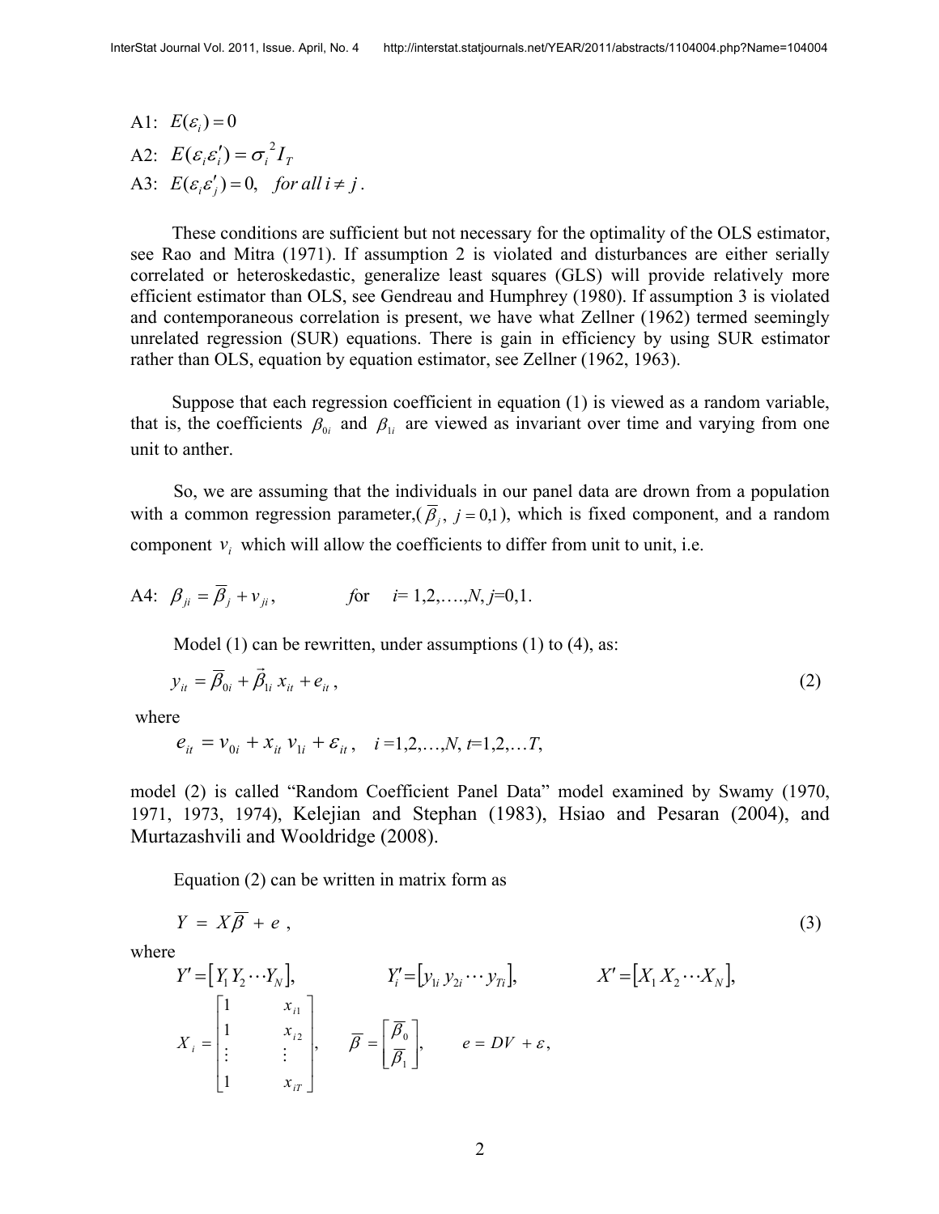A1: $E(\varepsilon_i) = 0$

A2: $E(\varepsilon_i \varepsilon_i') = \sigma_i^{\,2} I_T$

A3: $E(\varepsilon_i \varepsilon_j') = 0, \quad for\ all\ i \neq j$ .

These conditions are sufficient but not necessary for the optimality of the OLS estimator, see Rao and Mitra (1971). If assumption 2 is violated and disturbances are either serially correlated or heteroskedastic, generalize least squares (GLS) will provide relatively more efficient estimator than OLS, see Gendreau and Humphrey (1980). If assumption 3 is violated and contemporaneous correlation is present, we have what Zellner (1962) termed seemingly unrelated regression (SUR) equations. There is gain in efficiency by using SUR estimator rather than OLS, equation by equation estimator, see Zellner (1962, 1963).

Suppose that each regression coefficient in equation (1) is viewed as a random variable, that is, the coefficients $\beta_{0i}$ and $\beta_{1i}$ are viewed as invariant over time and varying from one unit to anther.

So, we are assuming that the individuals in our panel data are drown from a population with a common regression parameter,($\overline{\beta}_j,\ j = 0,1$), which is fixed component, and a random component $v_i$ which will allow the coefficients to differ from unit to unit, i.e.

A4: $\beta_{ji} = \overline{\beta}_j + v_{ji}$, for $i$= 1,2,….,$N$, $j$=0,1.

Model (1) can be rewritten, under assumptions (1) to (4), as:

$$y_{it} = \overline{\beta}_{0i} + \vec{\beta}_{1i}\, x_{it} + e_{it}\,, \tag{2}$$

where

$$e_{it} = v_{0i} + x_{it}\, v_{1i} + \varepsilon_{it}\,, \quad i = 1,2,\ldots,N,\ t = 1,2,\ldots T,$$

model (2) is called "Random Coefficient Panel Data" model examined by Swamy (1970, 1971, 1973, 1974), Kelejian and Stephan (1983), Hsiao and Pesaran (2004), and Murtazashvili and Wooldridge (2008).

Equation (2) can be written in matrix form as

$$Y = X\overline{\beta} + e\,, \tag{3}$$

where

$$Y' = \left[Y_1 Y_2 \cdots Y_N\right], \qquad Y_i' = \left[y_{1i}\, y_{2i} \cdots y_{Ti}\right], \qquad X' = \left[X_1 X_2 \cdots X_N\right],$$

$$X_i = \begin{bmatrix} 1 & x_{i1} \\ 1 & x_{i2} \\ \vdots & \vdots \\ 1 & x_{iT} \end{bmatrix}, \qquad \overline{\beta} = \begin{bmatrix} \overline{\beta}_0 \\ \overline{\beta}_1 \end{bmatrix}, \qquad e = DV + \varepsilon\,,$$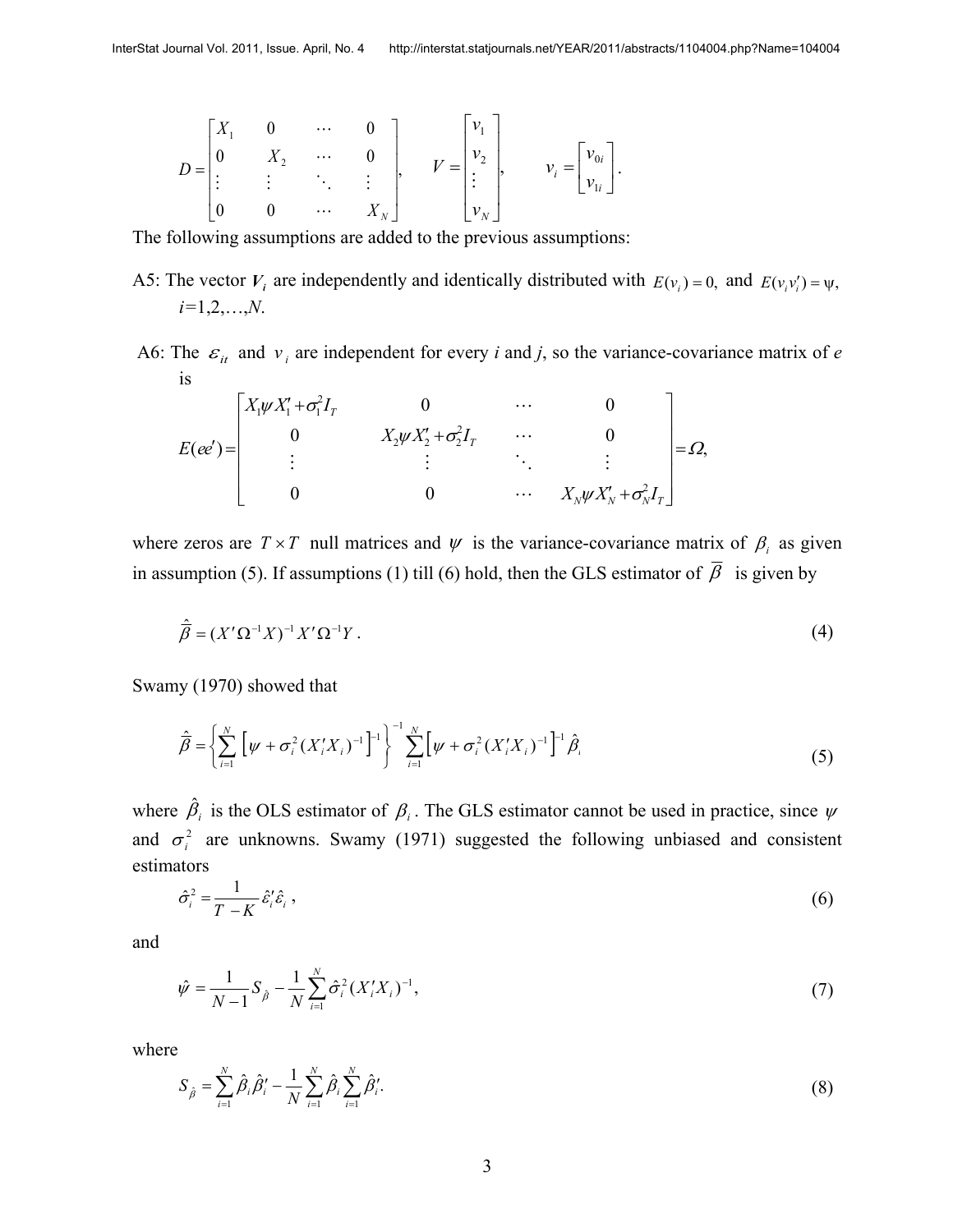$$D = \begin{bmatrix} X_1 & 0 & \cdots & 0 \\ 0 & X_2 & \cdots & 0 \\ \vdots & \vdots & \ddots & \vdots \\ 0 & 0 & \cdots & X_N \end{bmatrix}, \quad V = \begin{bmatrix} v_1 \\ v_2 \\ \vdots \\ v_N \end{bmatrix}, \quad v_i = \begin{bmatrix} v_{0i} \\ v_{1i} \end{bmatrix}.$$

The following assumptions are added to the previous assumptions:

A5: The vector $V_i$ are independently and identically distributed with $E(v_i) = 0,$ and $E(v_i v_i') = \psi,$ $i$=1,2,…,$N$.

A6: The $\varepsilon_{it}$ and $v_i$ are independent for every $i$ and $j$, so the variance-covariance matrix of $e$ is

$$E(ee') = \begin{bmatrix} X_1 \psi X_1' + \sigma_1^2 I_T & 0 & \cdots & 0 \\ 0 & X_2 \psi X_2' + \sigma_2^2 I_T & \cdots & 0 \\ \vdots & \vdots & \ddots & \vdots \\ 0 & 0 & \cdots & X_N \psi X_N' + \sigma_N^2 I_T \end{bmatrix} = \Omega,$$

where zeros are $T \times T$ null matrices and $\psi$ is the variance-covariance matrix of $\beta_i$ as given in assumption (5). If assumptions (1) till (6) hold, then the GLS estimator of $\bar{\beta}$ is given by

$$\hat{\bar{\beta}} = (X' \Omega^{-1} X)^{-1} X' \Omega^{-1} Y \,. \tag{4}$$

Swamy (1970) showed that

$$\hat{\bar{\beta}} = \left\{ \sum_{i=1}^{N} \left[ \psi + \sigma_i^2 (X_i' X_i)^{-1} \right]^{-1} \right\}^{-1} \sum_{i=1}^{N} \left[ \psi + \sigma_i^2 (X_i' X_i)^{-1} \right]^{-1} \hat{\beta}_i \tag{5}$$

where $\hat{\beta}_i$ is the OLS estimator of $\beta_i$. The GLS estimator cannot be used in practice, since $\psi$ and $\sigma_i^2$ are unknowns. Swamy (1971) suggested the following unbiased and consistent estimators

$$\hat{\sigma}_i^2 = \frac{1}{T-K} \hat{\varepsilon}_i' \hat{\varepsilon}_i \,, \tag{6}$$

and

$$\hat{\psi} = \frac{1}{N-1} S_{\hat{\beta}} - \frac{1}{N} \sum_{i=1}^{N} \hat{\sigma}_i^2 (X_i' X_i)^{-1}, \tag{7}$$

where

$$S_{\hat{\beta}} = \sum_{i=1}^{N} \hat{\beta}_i \hat{\beta}_i' - \frac{1}{N} \sum_{i=1}^{N} \hat{\beta}_i \sum_{i=1}^{N} \hat{\beta}_i'. \tag{8}$$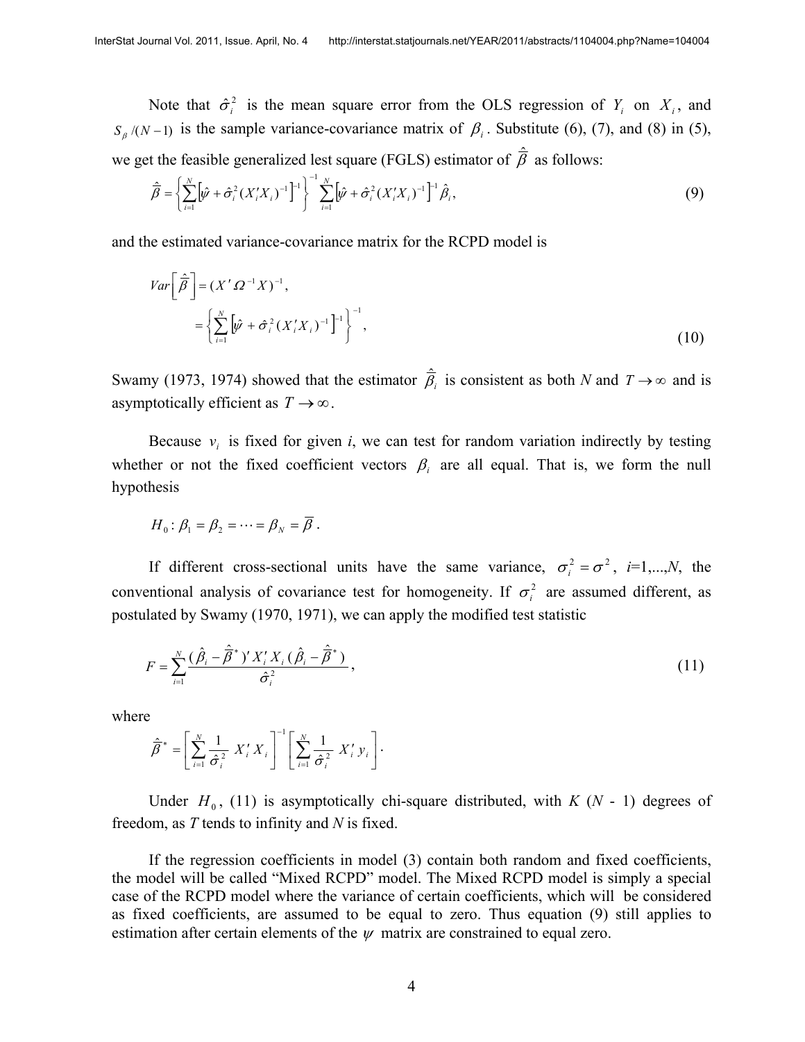Note that $\hat{\sigma}_i^2$ is the mean square error from the OLS regression of $Y_i$ on $X_i$, and $S_\beta/(N-1)$ is the sample variance-covariance matrix of $\beta_i$. Substitute (6), (7), and (8) in (5), we get the feasible generalized lest square (FGLS) estimator of $\hat{\bar{\beta}}$ as follows:

$$\hat{\bar{\beta}} = \left\{ \sum_{i=1}^{N} \left[ \hat{\psi} + \hat{\sigma}_i^2 (X_i' X_i)^{-1} \right]^{-1} \right\}^{-1} \sum_{i=1}^{N} \left[ \hat{\psi} + \hat{\sigma}_i^2 (X_i' X_i)^{-1} \right]^{-1} \hat{\beta}_i, \tag{9}$$

and the estimated variance-covariance matrix for the RCPD model is

$$Var\left[ \hat{\bar{\beta}} \right] = (X' \Omega^{-1} X)^{-1},$$

$$= \left\{ \sum_{i=1}^{N} \left[ \hat{\psi} + \hat{\sigma}_i^2 (X_i' X_i)^{-1} \right]^{-1} \right\}^{-1}, \tag{10}$$

Swamy (1973, 1974) showed that the estimator $\hat{\bar{\beta}}_i$ is consistent as both *N* and $T \to \infty$ and is asymptotically efficient as $T \to \infty$.

Because $v_i$ is fixed for given *i*, we can test for random variation indirectly by testing whether or not the fixed coefficient vectors $\beta_i$ are all equal. That is, we form the null hypothesis

$$H_0 : \beta_1 = \beta_2 = \cdots = \beta_N = \bar{\beta} .$$

If different cross-sectional units have the same variance, $\sigma_i^2 = \sigma^2$, *i*=1,...,*N*, the conventional analysis of covariance test for homogeneity. If $\sigma_i^2$ are assumed different, as postulated by Swamy (1970, 1971), we can apply the modified test statistic

$$F = \sum_{i=1}^{N} \frac{(\hat{\beta}_i - \hat{\bar{\beta}}^*)' X_i' X_i (\hat{\beta}_i - \hat{\bar{\beta}}^*)}{\hat{\sigma}_i^2}, \tag{11}$$

where

$$\hat{\bar{\beta}}^* = \left[ \sum_{i=1}^{N} \frac{1}{\hat{\sigma}_i^2} X_i' X_i \right]^{-1} \left[ \sum_{i=1}^{N} \frac{1}{\hat{\sigma}_i^2} X_i' y_i \right].$$

Under $H_0$, (11) is asymptotically chi-square distributed, with *K* (*N* - 1) degrees of freedom, as *T* tends to infinity and *N* is fixed.

If the regression coefficients in model (3) contain both random and fixed coefficients, the model will be called "Mixed RCPD" model. The Mixed RCPD model is simply a special case of the RCPD model where the variance of certain coefficients, which will be considered as fixed coefficients, are assumed to be equal to zero. Thus equation (9) still applies to estimation after certain elements of the $\psi$ matrix are constrained to equal zero.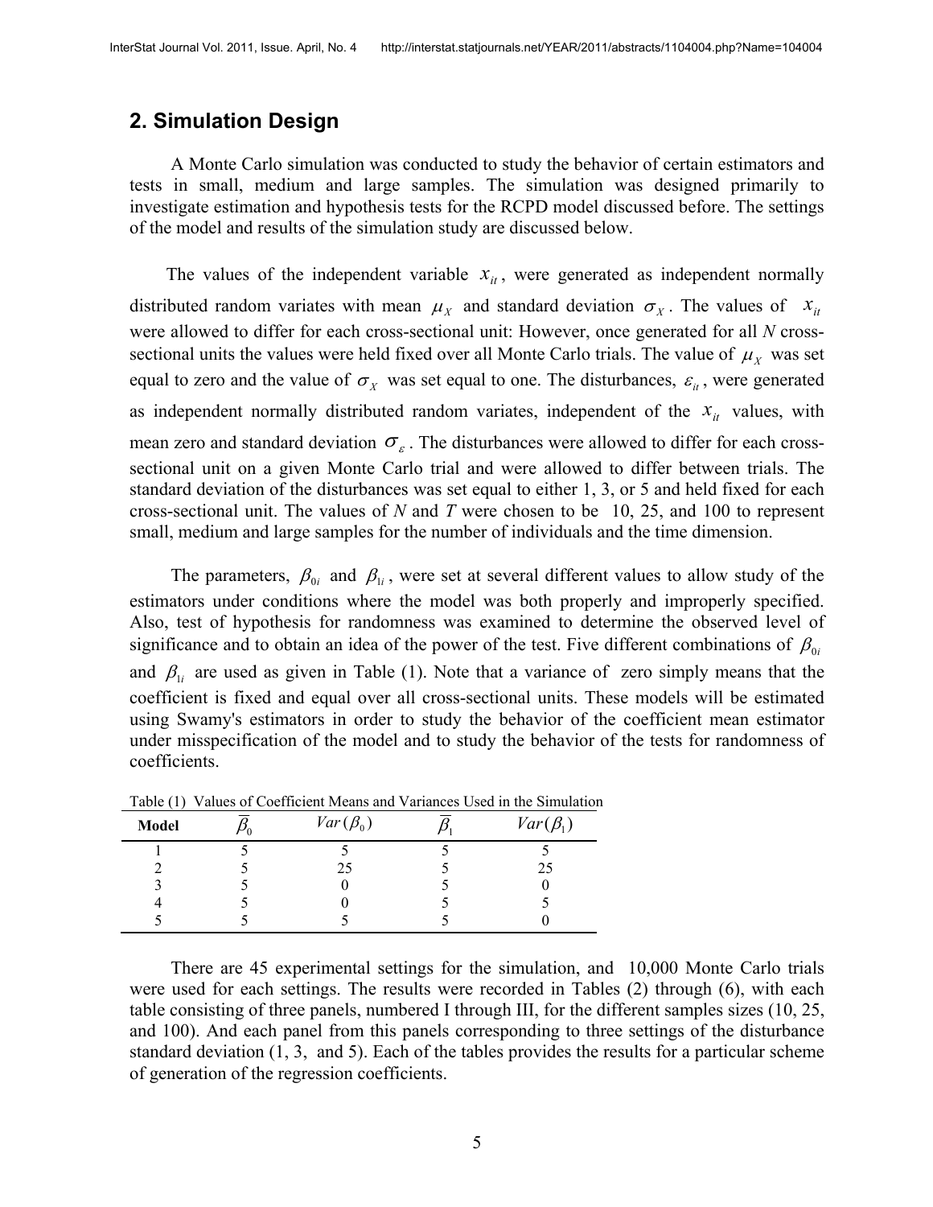## 2. Simulation Design

A Monte Carlo simulation was conducted to study the behavior of certain estimators and tests in small, medium and large samples. The simulation was designed primarily to investigate estimation and hypothesis tests for the RCPD model discussed before. The settings of the model and results of the simulation study are discussed below.

The values of the independent variable $x_{it}$, were generated as independent normally distributed random variates with mean $\mu_X$ and standard deviation $\sigma_X$. The values of $x_{it}$ were allowed to differ for each cross-sectional unit: However, once generated for all *N* cross-sectional units the values were held fixed over all Monte Carlo trials. The value of $\mu_X$ was set equal to zero and the value of $\sigma_X$ was set equal to one. The disturbances, $\varepsilon_{it}$, were generated as independent normally distributed random variates, independent of the $x_{it}$ values, with mean zero and standard deviation $\sigma_\varepsilon$. The disturbances were allowed to differ for each cross-sectional unit on a given Monte Carlo trial and were allowed to differ between trials. The standard deviation of the disturbances was set equal to either 1, 3, or 5 and held fixed for each cross-sectional unit. The values of *N* and *T* were chosen to be 10, 25, and 100 to represent small, medium and large samples for the number of individuals and the time dimension.

The parameters, $\beta_{0i}$ and $\beta_{1i}$, were set at several different values to allow study of the estimators under conditions where the model was both properly and improperly specified. Also, test of hypothesis for randomness was examined to determine the observed level of significance and to obtain an idea of the power of the test. Five different combinations of $\beta_{0i}$ and $\beta_{1i}$ are used as given in Table (1). Note that a variance of zero simply means that the coefficient is fixed and equal over all cross-sectional units. These models will be estimated using Swamy's estimators in order to study the behavior of the coefficient mean estimator under misspecification of the model and to study the behavior of the tests for randomness of coefficients.

Table (1) Values of Coefficient Means and Variances Used in the Simulation

| Model | $\bar{\beta}_0$ | $Var(\beta_0)$ | $\bar{\beta}_1$ | $Var(\beta_1)$ |
|---|---|---|---|---|
| 1 | 5 | 5 | 5 | 5 |
| 2 | 5 | 25 | 5 | 25 |
| 3 | 5 | 0 | 5 | 0 |
| 4 | 5 | 0 | 5 | 5 |
| 5 | 5 | 5 | 5 | 0 |

There are 45 experimental settings for the simulation, and 10,000 Monte Carlo trials were used for each settings. The results were recorded in Tables (2) through (6), with each table consisting of three panels, numbered I through III, for the different samples sizes (10, 25, and 100). And each panel from this panels corresponding to three settings of the disturbance standard deviation (1, 3, and 5). Each of the tables provides the results for a particular scheme of generation of the regression coefficients.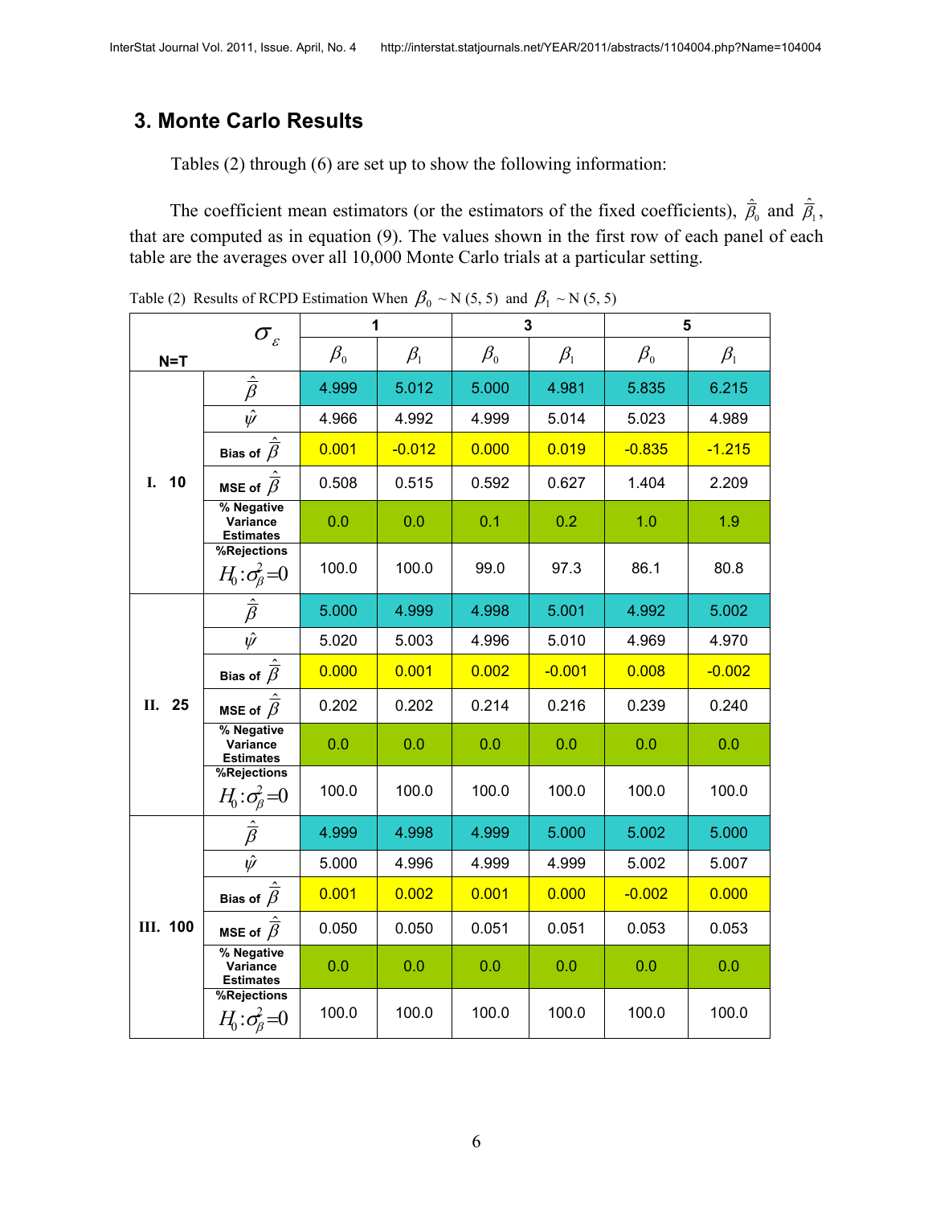## 3. Monte Carlo Results

Tables (2) through (6) are set up to show the following information:

The coefficient mean estimators (or the estimators of the fixed coefficients), $\hat{\bar{\beta}}_0$ and $\hat{\bar{\beta}}_1$, that are computed as in equation (9). The values shown in the first row of each panel of each table are the averages over all 10,000 Monte Carlo trials at a particular setting.

Table (2) Results of RCPD Estimation When $\beta_0 \sim$ N (5, 5) and $\beta_1 \sim$ N (5, 5)

| N=T | $\sigma_\varepsilon$ | 1 | | 3 | | 5 | |
|---|---|---|---|---|---|---|---|
| | | $\beta_0$ | $\beta_1$ | $\beta_0$ | $\beta_1$ | $\beta_0$ | $\beta_1$ |
| I. 10 | $\hat{\bar{\beta}}$ | 4.999 | 5.012 | 5.000 | 4.981 | 5.835 | 6.215 |
| | $\hat{\psi}$ | 4.966 | 4.992 | 4.999 | 5.014 | 5.023 | 4.989 |
| | Bias of $\hat{\bar{\beta}}$ | 0.001 | -0.012 | 0.000 | 0.019 | -0.835 | -1.215 |
| | MSE of $\hat{\bar{\beta}}$ | 0.508 | 0.515 | 0.592 | 0.627 | 1.404 | 2.209 |
| | % Negative Variance Estimates | 0.0 | 0.0 | 0.1 | 0.2 | 1.0 | 1.9 |
| | %Rejections $H_0: \sigma^2_\beta = 0$ | 100.0 | 100.0 | 99.0 | 97.3 | 86.1 | 80.8 |
| II. 25 | $\hat{\bar{\beta}}$ | 5.000 | 4.999 | 4.998 | 5.001 | 4.992 | 5.002 |
| | $\hat{\psi}$ | 5.020 | 5.003 | 4.996 | 5.010 | 4.969 | 4.970 |
| | Bias of $\hat{\bar{\beta}}$ | 0.000 | 0.001 | 0.002 | -0.001 | 0.008 | -0.002 |
| | MSE of $\hat{\bar{\beta}}$ | 0.202 | 0.202 | 0.214 | 0.216 | 0.239 | 0.240 |
| | % Negative Variance Estimates | 0.0 | 0.0 | 0.0 | 0.0 | 0.0 | 0.0 |
| | %Rejections $H_0: \sigma^2_\beta = 0$ | 100.0 | 100.0 | 100.0 | 100.0 | 100.0 | 100.0 |
| III. 100 | $\hat{\bar{\beta}}$ | 4.999 | 4.998 | 4.999 | 5.000 | 5.002 | 5.000 |
| | $\hat{\psi}$ | 5.000 | 4.996 | 4.999 | 4.999 | 5.002 | 5.007 |
| | Bias of $\hat{\bar{\beta}}$ | 0.001 | 0.002 | 0.001 | 0.000 | -0.002 | 0.000 |
| | MSE of $\hat{\bar{\beta}}$ | 0.050 | 0.050 | 0.051 | 0.051 | 0.053 | 0.053 |
| | % Negative Variance Estimates | 0.0 | 0.0 | 0.0 | 0.0 | 0.0 | 0.0 |
| | %Rejections $H_0: \sigma^2_\beta = 0$ | 100.0 | 100.0 | 100.0 | 100.0 | 100.0 | 100.0 |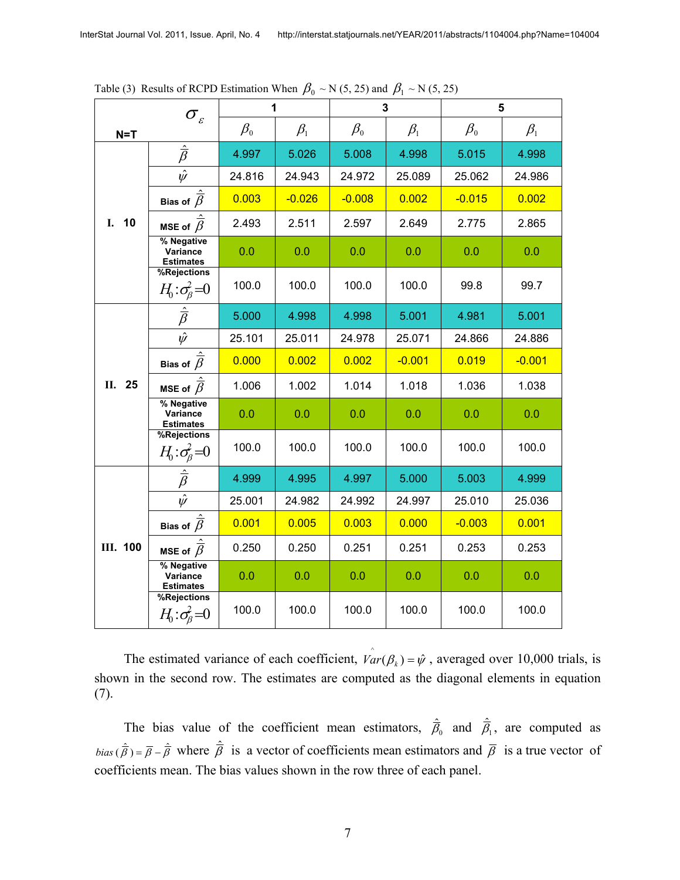Table (3) Results of RCPD Estimation When $\beta_0$ ~ N (5, 25) and $\beta_1$ ~ N (5, 25)

| N=T | $\sigma_\varepsilon$ | 1 | | 3 | | 5 | |
|---|---|---|---|---|---|---|---|
| | | $\beta_0$ | $\beta_1$ | $\beta_0$ | $\beta_1$ | $\beta_0$ | $\beta_1$ |
| I. 10 | $\hat{\bar{\beta}}$ | 4.997 | 5.026 | 5.008 | 4.998 | 5.015 | 4.998 |
| | $\hat{\psi}$ | 24.816 | 24.943 | 24.972 | 25.089 | 25.062 | 24.986 |
| | Bias of $\hat{\bar{\beta}}$ | 0.003 | -0.026 | -0.008 | 0.002 | -0.015 | 0.002 |
| | MSE of $\hat{\bar{\beta}}$ | 2.493 | 2.511 | 2.597 | 2.649 | 2.775 | 2.865 |
| | % Negative Variance Estimates | 0.0 | 0.0 | 0.0 | 0.0 | 0.0 | 0.0 |
| | %Rejections $H_0:\sigma_\beta^2=0$ | 100.0 | 100.0 | 100.0 | 100.0 | 99.8 | 99.7 |
| II. 25 | $\hat{\bar{\beta}}$ | 5.000 | 4.998 | 4.998 | 5.001 | 4.981 | 5.001 |
| | $\hat{\psi}$ | 25.101 | 25.011 | 24.978 | 25.071 | 24.866 | 24.886 |
| | Bias of $\hat{\bar{\beta}}$ | 0.000 | 0.002 | 0.002 | -0.001 | 0.019 | -0.001 |
| | MSE of $\hat{\bar{\beta}}$ | 1.006 | 1.002 | 1.014 | 1.018 | 1.036 | 1.038 |
| | % Negative Variance Estimates | 0.0 | 0.0 | 0.0 | 0.0 | 0.0 | 0.0 |
| | %Rejections $H_0:\sigma_\beta^2=0$ | 100.0 | 100.0 | 100.0 | 100.0 | 100.0 | 100.0 |
| III. 100 | $\hat{\bar{\beta}}$ | 4.999 | 4.995 | 4.997 | 5.000 | 5.003 | 4.999 |
| | $\hat{\psi}$ | 25.001 | 24.982 | 24.992 | 24.997 | 25.010 | 25.036 |
| | Bias of $\hat{\bar{\beta}}$ | 0.001 | 0.005 | 0.003 | 0.000 | -0.003 | 0.001 |
| | MSE of $\hat{\bar{\beta}}$ | 0.250 | 0.250 | 0.251 | 0.251 | 0.253 | 0.253 |
| | % Negative Variance Estimates | 0.0 | 0.0 | 0.0 | 0.0 | 0.0 | 0.0 |
| | %Rejections $H_0:\sigma_\beta^2=0$ | 100.0 | 100.0 | 100.0 | 100.0 | 100.0 | 100.0 |

The estimated variance of each coefficient, $\hat{Var}(\beta_k)=\hat{\psi}$, averaged over 10,000 trials, is shown in the second row. The estimates are computed as the diagonal elements in equation (7).

The bias value of the coefficient mean estimators, $\hat{\bar{\beta}}_0$ and $\hat{\bar{\beta}}_1$, are computed as $bias\,(\hat{\bar{\beta}}) = \bar{\beta} - \hat{\bar{\beta}}$ where $\hat{\bar{\beta}}$ is a vector of coefficients mean estimators and $\bar{\beta}$ is a true vector of coefficients mean. The bias values shown in the row three of each panel.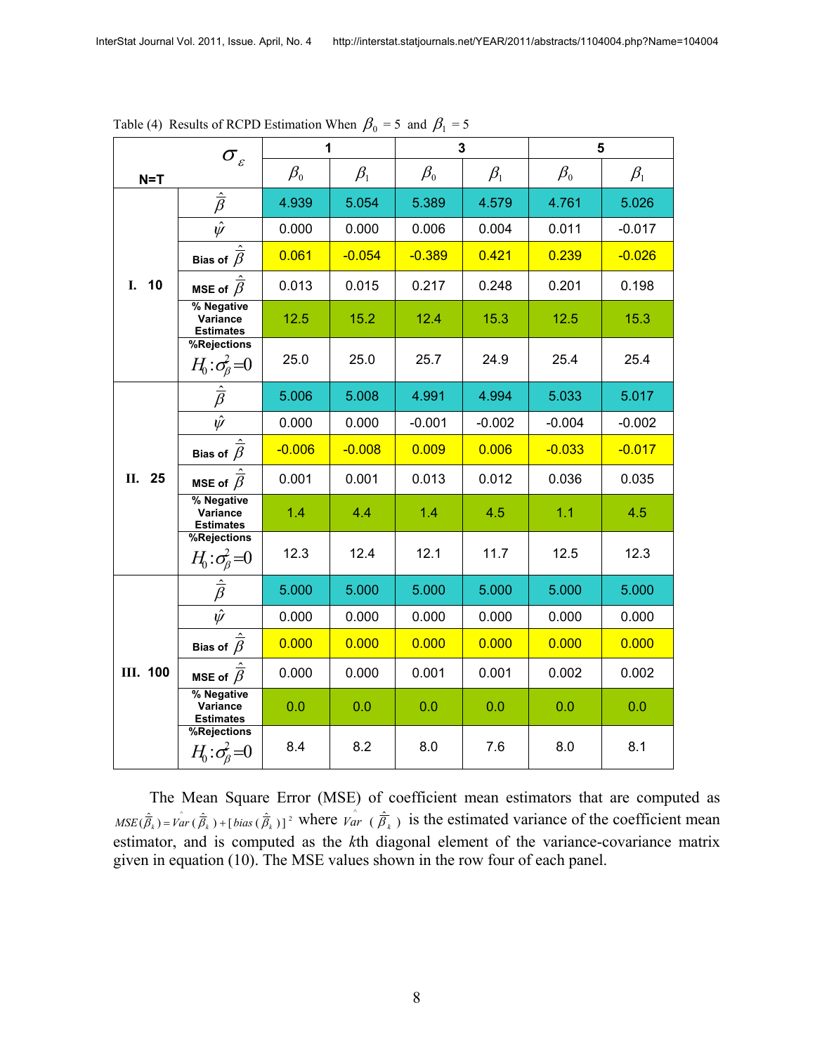Table (4) Results of RCPD Estimation When $\beta_0 = 5$ and $\beta_1 = 5$

| N=T | $\sigma_\varepsilon$ | 1 | | 3 | | 5 | |
|---|---|---|---|---|---|---|---|
| | | $\beta_0$ | $\beta_1$ | $\beta_0$ | $\beta_1$ | $\beta_0$ | $\beta_1$ |
| I. 10 | $\hat{\bar{\beta}}$ | 4.939 | 5.054 | 5.389 | 4.579 | 4.761 | 5.026 |
| | $\hat{\psi}$ | 0.000 | 0.000 | 0.006 | 0.004 | 0.011 | -0.017 |
| | Bias of $\hat{\bar{\beta}}$ | 0.061 | -0.054 | -0.389 | 0.421 | 0.239 | -0.026 |
| | MSE of $\hat{\bar{\beta}}$ | 0.013 | 0.015 | 0.217 | 0.248 | 0.201 | 0.198 |
| | % Negative Variance Estimates | 12.5 | 15.2 | 12.4 | 15.3 | 12.5 | 15.3 |
| | %Rejections $H_0: \sigma_\beta^2 = 0$ | 25.0 | 25.0 | 25.7 | 24.9 | 25.4 | 25.4 |
| II. 25 | $\hat{\bar{\beta}}$ | 5.006 | 5.008 | 4.991 | 4.994 | 5.033 | 5.017 |
| | $\hat{\psi}$ | 0.000 | 0.000 | -0.001 | -0.002 | -0.004 | -0.002 |
| | Bias of $\hat{\bar{\beta}}$ | -0.006 | -0.008 | 0.009 | 0.006 | -0.033 | -0.017 |
| | MSE of $\hat{\bar{\beta}}$ | 0.001 | 0.001 | 0.013 | 0.012 | 0.036 | 0.035 |
| | % Negative Variance Estimates | 1.4 | 4.4 | 1.4 | 4.5 | 1.1 | 4.5 |
| | %Rejections $H_0: \sigma_\beta^2 = 0$ | 12.3 | 12.4 | 12.1 | 11.7 | 12.5 | 12.3 |
| III. 100 | $\hat{\bar{\beta}}$ | 5.000 | 5.000 | 5.000 | 5.000 | 5.000 | 5.000 |
| | $\hat{\psi}$ | 0.000 | 0.000 | 0.000 | 0.000 | 0.000 | 0.000 |
| | Bias of $\hat{\bar{\beta}}$ | 0.000 | 0.000 | 0.000 | 0.000 | 0.000 | 0.000 |
| | MSE of $\hat{\bar{\beta}}$ | 0.000 | 0.000 | 0.001 | 0.001 | 0.002 | 0.002 |
| | % Negative Variance Estimates | 0.0 | 0.0 | 0.0 | 0.0 | 0.0 | 0.0 |
| | %Rejections $H_0: \sigma_\beta^2 = 0$ | 8.4 | 8.2 | 8.0 | 7.6 | 8.0 | 8.1 |

The Mean Square Error (MSE) of coefficient mean estimators that are computed as $MSE(\hat{\bar{\beta}}_k) = \hat{Var}(\hat{\bar{\beta}}_k) + [bias(\hat{\bar{\beta}}_k)]^2$ where $\hat{Var}(\hat{\bar{\beta}}_k)$ is the estimated variance of the coefficient mean estimator, and is computed as the $k$th diagonal element of the variance-covariance matrix given in equation (10). The MSE values shown in the row four of each panel.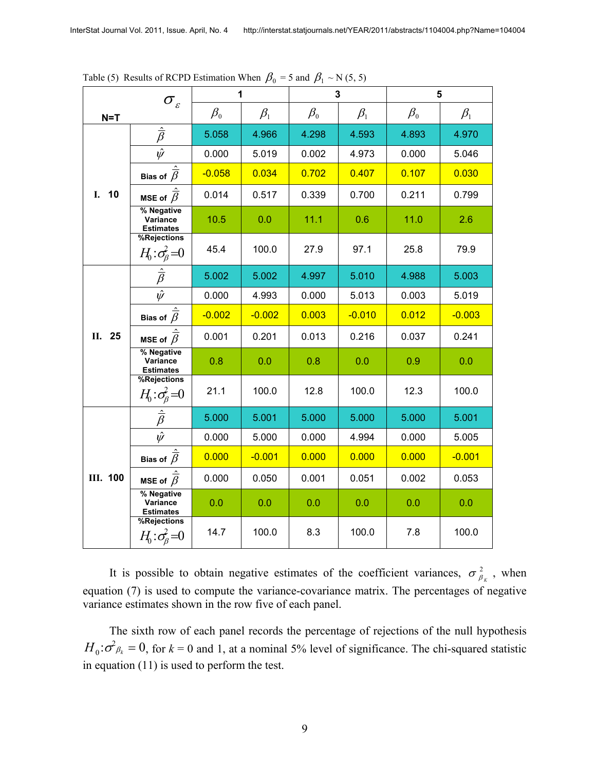Table (5) Results of RCPD Estimation When $\beta_0$ = 5 and $\beta_1$ ~ N (5, 5)

| N=T | $\sigma_\varepsilon$ | 1 | | 3 | | 5 | |
|---|---|---|---|---|---|---|---|
| | | $\beta_0$ | $\beta_1$ | $\beta_0$ | $\beta_1$ | $\beta_0$ | $\beta_1$ |
| I. 10 | $\hat{\bar{\beta}}$ | 5.058 | 4.966 | 4.298 | 4.593 | 4.893 | 4.970 |
| | $\hat{\psi}$ | 0.000 | 5.019 | 0.002 | 4.973 | 0.000 | 5.046 |
| | Bias of $\hat{\bar{\beta}}$ | -0.058 | 0.034 | 0.702 | 0.407 | 0.107 | 0.030 |
| | MSE of $\hat{\bar{\beta}}$ | 0.014 | 0.517 | 0.339 | 0.700 | 0.211 | 0.799 |
| | % Negative Variance Estimates | 10.5 | 0.0 | 11.1 | 0.6 | 11.0 | 2.6 |
| | %Rejections $H_0:\sigma^2_\beta=0$ | 45.4 | 100.0 | 27.9 | 97.1 | 25.8 | 79.9 |
| II. 25 | $\hat{\bar{\beta}}$ | 5.002 | 5.002 | 4.997 | 5.010 | 4.988 | 5.003 |
| | $\hat{\psi}$ | 0.000 | 4.993 | 0.000 | 5.013 | 0.003 | 5.019 |
| | Bias of $\hat{\bar{\beta}}$ | -0.002 | -0.002 | 0.003 | -0.010 | 0.012 | -0.003 |
| | MSE of $\hat{\bar{\beta}}$ | 0.001 | 0.201 | 0.013 | 0.216 | 0.037 | 0.241 |
| | % Negative Variance Estimates | 0.8 | 0.0 | 0.8 | 0.0 | 0.9 | 0.0 |
| | %Rejections $H_0:\sigma^2_\beta=0$ | 21.1 | 100.0 | 12.8 | 100.0 | 12.3 | 100.0 |
| III. 100 | $\hat{\bar{\beta}}$ | 5.000 | 5.001 | 5.000 | 5.000 | 5.000 | 5.001 |
| | $\hat{\psi}$ | 0.000 | 5.000 | 0.000 | 4.994 | 0.000 | 5.005 |
| | Bias of $\hat{\bar{\beta}}$ | 0.000 | -0.001 | 0.000 | 0.000 | 0.000 | -0.001 |
| | MSE of $\hat{\bar{\beta}}$ | 0.000 | 0.050 | 0.001 | 0.051 | 0.002 | 0.053 |
| | % Negative Variance Estimates | 0.0 | 0.0 | 0.0 | 0.0 | 0.0 | 0.0 |
| | %Rejections $H_0:\sigma^2_\beta=0$ | 14.7 | 100.0 | 8.3 | 100.0 | 7.8 | 100.0 |

It is possible to obtain negative estimates of the coefficient variances, $\sigma^2_{\beta_K}$, when equation (7) is used to compute the variance-covariance matrix. The percentages of negative variance estimates shown in the row five of each panel.

The sixth row of each panel records the percentage of rejections of the null hypothesis $H_0{:}\sigma^2_{\beta_k} = 0$, for $k$ = 0 and 1, at a nominal 5% level of significance. The chi-squared statistic in equation (11) is used to perform the test.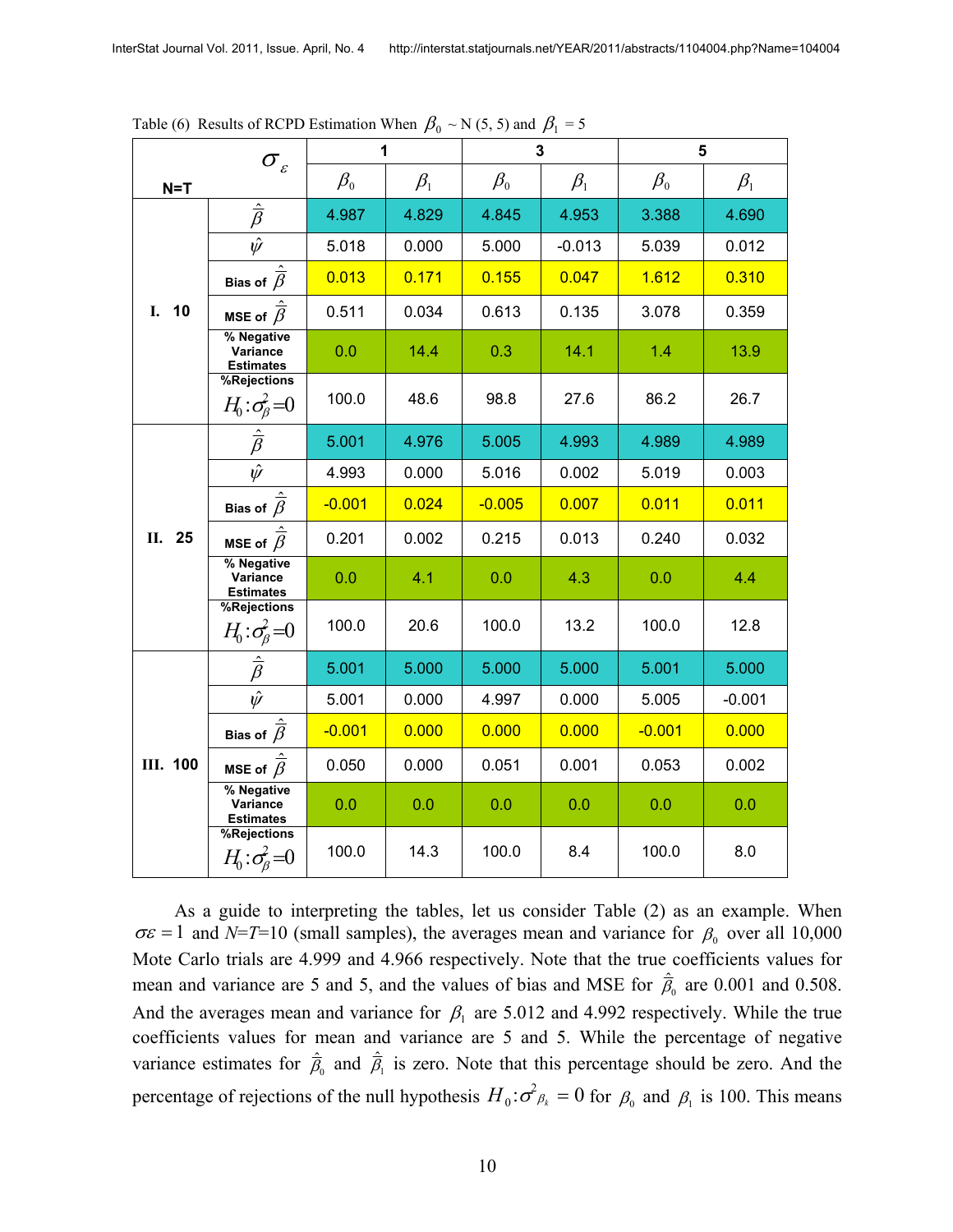Table (6) Results of RCPD Estimation When $\beta_0$ ~ N (5, 5) and $\beta_1$ = 5

| N=T | $\sigma_\varepsilon$ | 1 | | 3 | | 5 | |
|---|---|---|---|---|---|---|---|
| | | $\beta_0$ | $\beta_1$ | $\beta_0$ | $\beta_1$ | $\beta_0$ | $\beta_1$ |
| I. 10 | $\hat{\bar{\beta}}$ | 4.987 | 4.829 | 4.845 | 4.953 | 3.388 | 4.690 |
| | $\hat{\psi}$ | 5.018 | 0.000 | 5.000 | -0.013 | 5.039 | 0.012 |
| | Bias of $\hat{\bar{\beta}}$ | 0.013 | 0.171 | 0.155 | 0.047 | 1.612 | 0.310 |
| | MSE of $\hat{\bar{\beta}}$ | 0.511 | 0.034 | 0.613 | 0.135 | 3.078 | 0.359 |
| | % Negative Variance Estimates | 0.0 | 14.4 | 0.3 | 14.1 | 1.4 | 13.9 |
| | %Rejections $H_0:\sigma^2_\beta=0$ | 100.0 | 48.6 | 98.8 | 27.6 | 86.2 | 26.7 |
| II. 25 | $\hat{\bar{\beta}}$ | 5.001 | 4.976 | 5.005 | 4.993 | 4.989 | 4.989 |
| | $\hat{\psi}$ | 4.993 | 0.000 | 5.016 | 0.002 | 5.019 | 0.003 |
| | Bias of $\hat{\bar{\beta}}$ | -0.001 | 0.024 | -0.005 | 0.007 | 0.011 | 0.011 |
| | MSE of $\hat{\bar{\beta}}$ | 0.201 | 0.002 | 0.215 | 0.013 | 0.240 | 0.032 |
| | % Negative Variance Estimates | 0.0 | 4.1 | 0.0 | 4.3 | 0.0 | 4.4 |
| | %Rejections $H_0:\sigma^2_\beta=0$ | 100.0 | 20.6 | 100.0 | 13.2 | 100.0 | 12.8 |
| III. 100 | $\hat{\bar{\beta}}$ | 5.001 | 5.000 | 5.000 | 5.000 | 5.001 | 5.000 |
| | $\hat{\psi}$ | 5.001 | 0.000 | 4.997 | 0.000 | 5.005 | -0.001 |
| | Bias of $\hat{\bar{\beta}}$ | -0.001 | 0.000 | 0.000 | 0.000 | -0.001 | 0.000 |
| | MSE of $\hat{\bar{\beta}}$ | 0.050 | 0.000 | 0.051 | 0.001 | 0.053 | 0.002 |
| | % Negative Variance Estimates | 0.0 | 0.0 | 0.0 | 0.0 | 0.0 | 0.0 |
| | %Rejections $H_0:\sigma^2_\beta=0$ | 100.0 | 14.3 | 100.0 | 8.4 | 100.0 | 8.0 |

As a guide to interpreting the tables, let us consider Table (2) as an example. When $\sigma\varepsilon = 1$ and $N$=$T$=10 (small samples), the averages mean and variance for $\beta_0$ over all 10,000 Mote Carlo trials are 4.999 and 4.966 respectively. Note that the true coefficients values for mean and variance are 5 and 5, and the values of bias and MSE for $\hat{\bar{\beta}}_0$ are 0.001 and 0.508. And the averages mean and variance for $\beta_1$ are 5.012 and 4.992 respectively. While the true coefficients values for mean and variance are 5 and 5. While the percentage of negative variance estimates for $\hat{\bar{\beta}}_0$ and $\hat{\bar{\beta}}_1$ is zero. Note that this percentage should be zero. And the percentage of rejections of the null hypothesis $H_0:\sigma^2_{\beta_k} = 0$ for $\beta_0$ and $\beta_1$ is 100. This means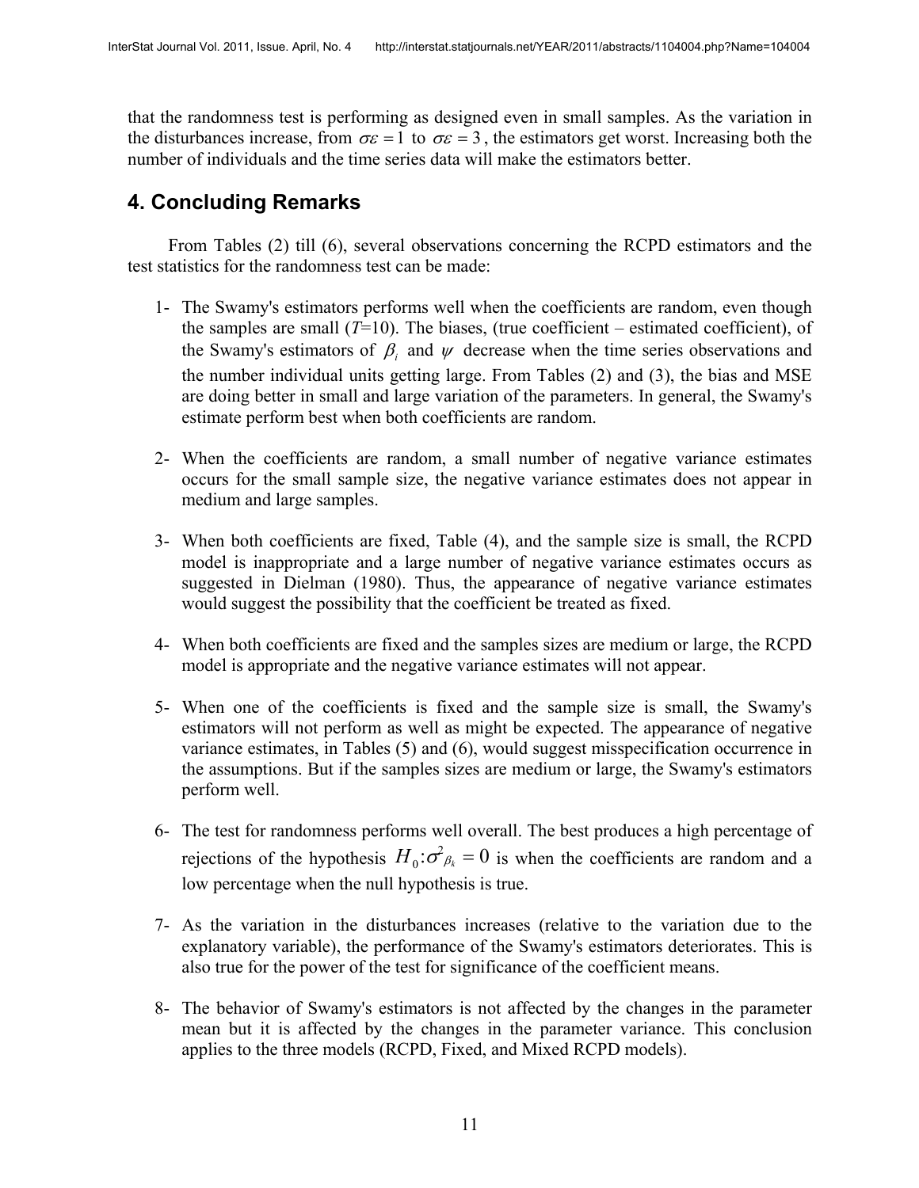that the randomness test is performing as designed even in small samples. As the variation in the disturbances increase, from $\sigma\varepsilon = 1$ to $\sigma\varepsilon = 3$, the estimators get worst. Increasing both the number of individuals and the time series data will make the estimators better.

## 4. Concluding Remarks

From Tables (2) till (6), several observations concerning the RCPD estimators and the test statistics for the randomness test can be made:

1- The Swamy's estimators performs well when the coefficients are random, even though the samples are small ($T$=10). The biases, (true coefficient – estimated coefficient), of the Swamy's estimators of $\beta_i$ and $\psi$ decrease when the time series observations and the number individual units getting large. From Tables (2) and (3), the bias and MSE are doing better in small and large variation of the parameters. In general, the Swamy's estimate perform best when both coefficients are random.

2- When the coefficients are random, a small number of negative variance estimates occurs for the small sample size, the negative variance estimates does not appear in medium and large samples.

3- When both coefficients are fixed, Table (4), and the sample size is small, the RCPD model is inappropriate and a large number of negative variance estimates occurs as suggested in Dielman (1980). Thus, the appearance of negative variance estimates would suggest the possibility that the coefficient be treated as fixed.

4- When both coefficients are fixed and the samples sizes are medium or large, the RCPD model is appropriate and the negative variance estimates will not appear.

5- When one of the coefficients is fixed and the sample size is small, the Swamy's estimators will not perform as well as might be expected. The appearance of negative variance estimates, in Tables (5) and (6), would suggest misspecification occurrence in the assumptions. But if the samples sizes are medium or large, the Swamy's estimators perform well.

6- The test for randomness performs well overall. The best produces a high percentage of rejections of the hypothesis $H_0\!:\!\sigma^2_{\beta_k} = 0$ is when the coefficients are random and a low percentage when the null hypothesis is true.

7- As the variation in the disturbances increases (relative to the variation due to the explanatory variable), the performance of the Swamy's estimators deteriorates. This is also true for the power of the test for significance of the coefficient means.

8- The behavior of Swamy's estimators is not affected by the changes in the parameter mean but it is affected by the changes in the parameter variance. This conclusion applies to the three models (RCPD, Fixed, and Mixed RCPD models).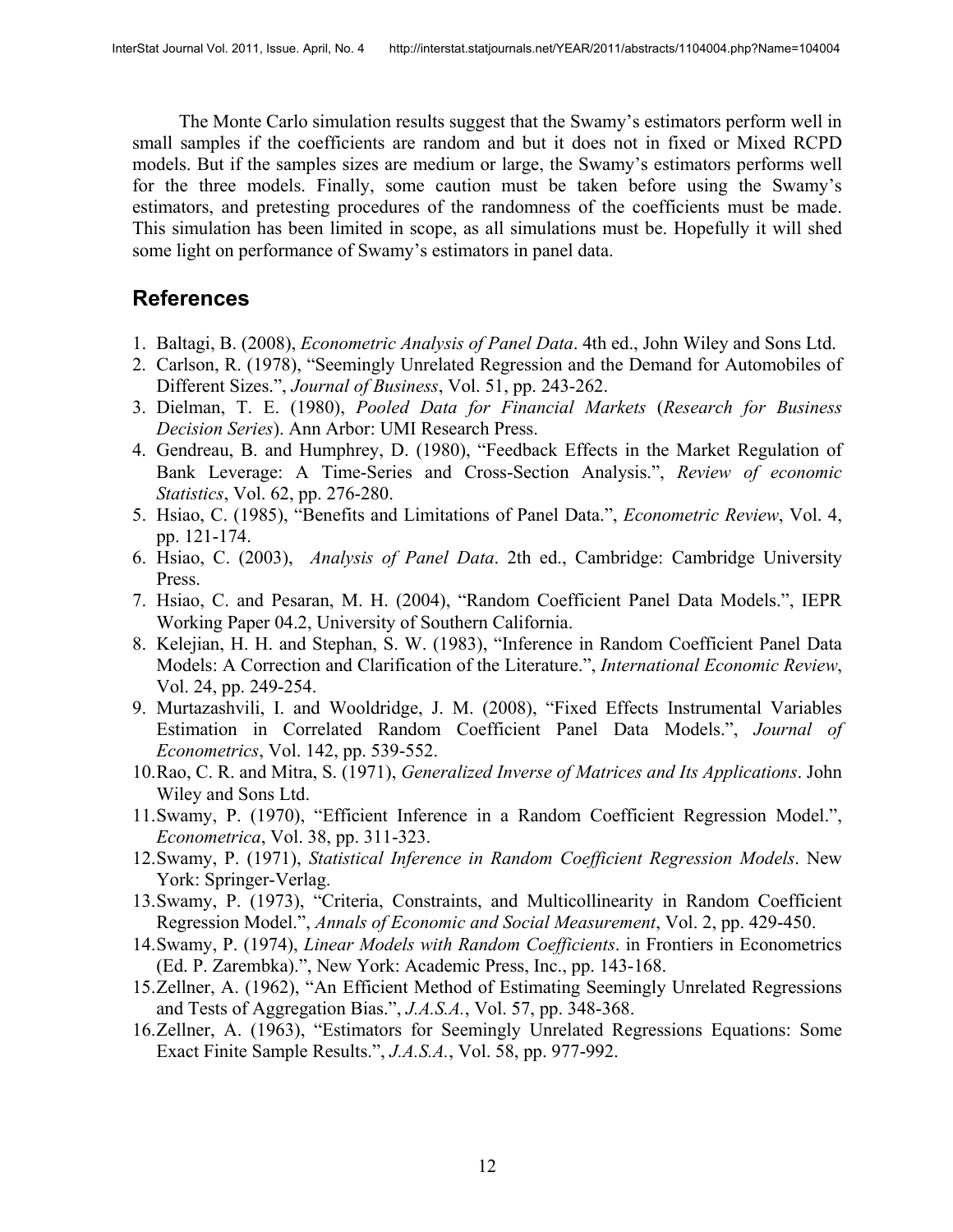The Monte Carlo simulation results suggest that the Swamy's estimators perform well in small samples if the coefficients are random and but it does not in fixed or Mixed RCPD models. But if the samples sizes are medium or large, the Swamy's estimators performs well for the three models. Finally, some caution must be taken before using the Swamy's estimators, and pretesting procedures of the randomness of the coefficients must be made. This simulation has been limited in scope, as all simulations must be. Hopefully it will shed some light on performance of Swamy's estimators in panel data.

## References

1. Baltagi, B. (2008), *Econometric Analysis of Panel Data*. 4th ed., John Wiley and Sons Ltd.
2. Carlson, R. (1978), "Seemingly Unrelated Regression and the Demand for Automobiles of Different Sizes.", *Journal of Business*, Vol. 51, pp. 243-262.
3. Dielman, T. E. (1980), *Pooled Data for Financial Markets* (*Research for Business Decision Series*). Ann Arbor: UMI Research Press.
4. Gendreau, B. and Humphrey, D. (1980), "Feedback Effects in the Market Regulation of Bank Leverage: A Time-Series and Cross-Section Analysis.", *Review of economic Statistics*, Vol. 62, pp. 276-280.
5. Hsiao, C. (1985), "Benefits and Limitations of Panel Data.", *Econometric Review*, Vol. 4, pp. 121-174.
6. Hsiao, C. (2003), *Analysis of Panel Data*. 2th ed., Cambridge: Cambridge University Press.
7. Hsiao, C. and Pesaran, M. H. (2004), "Random Coefficient Panel Data Models.", IEPR Working Paper 04.2, University of Southern California.
8. Kelejian, H. H. and Stephan, S. W. (1983), "Inference in Random Coefficient Panel Data Models: A Correction and Clarification of the Literature.", *International Economic Review*, Vol. 24, pp. 249-254.
9. Murtazashvili, I. and Wooldridge, J. M. (2008), "Fixed Effects Instrumental Variables Estimation in Correlated Random Coefficient Panel Data Models.", *Journal of Econometrics*, Vol. 142, pp. 539-552.
10. Rao, C. R. and Mitra, S. (1971), *Generalized Inverse of Matrices and Its Applications*. John Wiley and Sons Ltd.
11. Swamy, P. (1970), "Efficient Inference in a Random Coefficient Regression Model.", *Econometrica*, Vol. 38, pp. 311-323.
12. Swamy, P. (1971), *Statistical Inference in Random Coefficient Regression Models*. New York: Springer-Verlag.
13. Swamy, P. (1973), "Criteria, Constraints, and Multicollinearity in Random Coefficient Regression Model.", *Annals of Economic and Social Measurement*, Vol. 2, pp. 429-450.
14. Swamy, P. (1974), *Linear Models with Random Coefficients*. in Frontiers in Econometrics (Ed. P. Zarembka).", New York: Academic Press, Inc., pp. 143-168.
15. Zellner, A. (1962), "An Efficient Method of Estimating Seemingly Unrelated Regressions and Tests of Aggregation Bias.", *J.A.S.A.*, Vol. 57, pp. 348-368.
16. Zellner, A. (1963), "Estimators for Seemingly Unrelated Regressions Equations: Some Exact Finite Sample Results.", *J.A.S.A.*, Vol. 58, pp. 977-992.